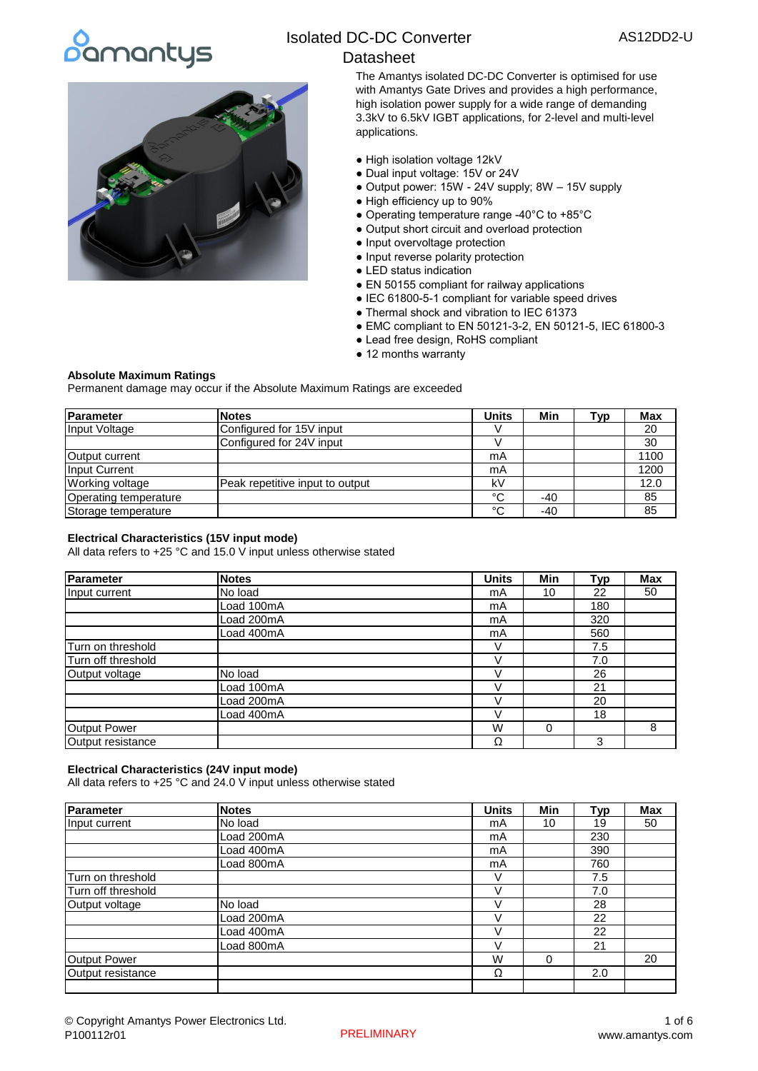# Isolated DC-DC Converter Datasheet

AS12DD2-U

The Amantys isolated DC-DC Converter is optimised for use with Amantys Gate Drives and provides a high performance, high isolation power supply for a wide range of demanding 3.3kV to 6.5kV IGBT applications, for 2-level and multi-level applications.

- High isolation voltage 12kV
- Dual input voltage: 15V or 24V
- Output power: 15W - 24V supply; 8W – 15V supply
- High efficiency up to 90%
- Operating temperature range -40°C to +85°C
- Output short circuit and overload protection
- Input overvoltage protection
- Input reverse polarity protection
- LED status indication
- EN 50155 compliant for railway applications
- IEC 61800-5-1 compliant for variable speed drives
- Thermal shock and vibration to IEC 61373
- EMC compliant to EN 50121-3-2, EN 50121-5, IEC 61800-3
- Lead free design, RoHS compliant
- 12 months warranty

### Absolute Maximum Ratings

Permanent damage may occur if the Absolute Maximum Ratings are exceeded

| Parameter | Notes | Units | Min | Typ | Max |
|---|---|---|---|---|---|
| Input Voltage | Configured for 15V input | V | | | 20 |
| | Configured for 24V input | V | | | 30 |
| Output current | | mA | | | 1100 |
| Input Current | | mA | | | 1200 |
| Working voltage | Peak repetitive input to output | kV | | | 12.0 |
| Operating temperature | | °C | -40 | | 85 |
| Storage temperature | | °C | -40 | | 85 |

### Electrical Characteristics (15V input mode)

All data refers to +25 °C and 15.0 V input unless otherwise stated

| Parameter | Notes | Units | Min | Typ | Max |
|---|---|---|---|---|---|
| Input current | No load | mA | 10 | 22 | 50 |
| | Load 100mA | mA | | 180 | |
| | Load 200mA | mA | | 320 | |
| | Load 400mA | mA | | 560 | |
| Turn on threshold | | V | | 7.5 | |
| Turn off threshold | | V | | 7.0 | |
| Output voltage | No load | V | | 26 | |
| | Load 100mA | V | | 21 | |
| | Load 200mA | V | | 20 | |
| | Load 400mA | V | | 18 | |
| Output Power | | W | 0 | | 8 |
| Output resistance | | Ω | | 3 | |

### Electrical Characteristics (24V input mode)

All data refers to +25 °C and 24.0 V input unless otherwise stated

| Parameter | Notes | Units | Min | Typ | Max |
|---|---|---|---|---|---|
| Input current | No load | mA | 10 | 19 | 50 |
| | Load 200mA | mA | | 230 | |
| | Load 400mA | mA | | 390 | |
| | Load 800mA | mA | | 760 | |
| Turn on threshold | | V | | 7.5 | |
| Turn off threshold | | V | | 7.0 | |
| Output voltage | No load | V | | 28 | |
| | Load 200mA | V | | 22 | |
| | Load 400mA | V | | 22 | |
| | Load 800mA | V | | 21 | |
| Output Power | | W | 0 | | 20 |
| Output resistance | | Ω | | 2.0 | |
| | | | | | |

© Copyright Amantys Power Electronics Ltd.
P100112r01

PRELIMINARY

www.amantys.com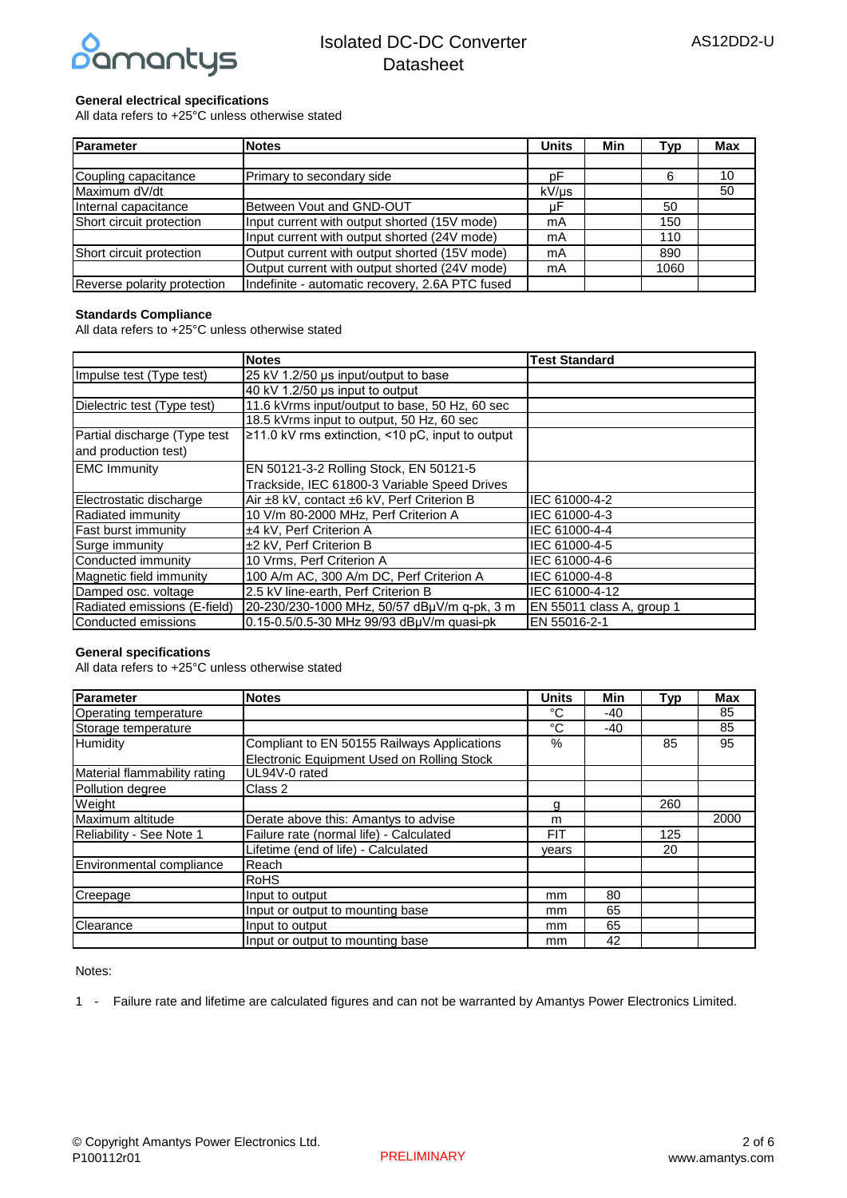**General electrical specifications**

All data refers to +25°C unless stated otherwise stated

| Parameter | Notes | Units | Min | Typ | Max |
|---|---|---|---|---|---|
| | | | | | |
| Coupling capacitance | Primary to secondary side | pF | | 6 | 10 |
| Maximum dV/dt | | kV/µs | | | 50 |
| Internal capacitance | Between Vout and GND-OUT | µF | | 50 | |
| Short circuit protection | Input current with output shorted (15V mode) | mA | | 150 | |
| | Input current with output shorted (24V mode) | mA | | 110 | |
| Short circuit protection | Output current with output shorted (15V mode) | mA | | 890 | |
| | Output current with output shorted (24V mode) | mA | | 1060 | |
| Reverse polarity protection | Indefinite - automatic recovery, 2.6A PTC fused | | | | |

**Standards Compliance**

All data refers to +25°C unless otherwise stated

| | Notes | Test Standard |
|---|---|---|
| Impulse test (Type test) | 25 kV 1.2/50 µs input/output to base | |
| | 40 kV 1.2/50 µs input to output | |
| Dielectric test (Type test) | 11.6 kVrms input/output to base, 50 Hz, 60 sec | |
| | 18.5 kVrms input to output, 50 Hz, 60 sec | |
| Partial discharge (Type test and production test) | ≥11.0 kV rms extinction, <10 pC, input to output | |
| EMC Immunity | EN 50121-3-2 Rolling Stock, EN 50121-5 Trackside, IEC 61800-3 Variable Speed Drives | |
| Electrostatic discharge | Air ±8 kV, contact ±6 kV, Perf Criterion B | IEC 61000-4-2 |
| Radiated immunity | 10 V/m 80-2000 MHz, Perf Criterion A | IEC 61000-4-3 |
| Fast burst immunity | ±4 kV, Perf Criterion A | IEC 61000-4-4 |
| Surge immunity | ±2 kV, Perf Criterion B | IEC 61000-4-5 |
| Conducted immunity | 10 Vrms, Perf Criterion A | IEC 61000-4-6 |
| Magnetic field immunity | 100 A/m AC, 300 A/m DC, Perf Criterion A | IEC 61000-4-8 |
| Damped osc. voltage | 2.5 kV line-earth, Perf Criterion B | IEC 61000-4-12 |
| Radiated emissions (E-field) | 20-230/230-1000 MHz, 50/57 dBµV/m q-pk, 3 m | EN 55011 class A, group 1 |
| Conducted emissions | 0.15-0.5/0.5-30 MHz 99/93 dBµV/m quasi-pk | EN 55016-2-1 |

**General specifications**

All data refers to +25°C unless otherwise stated

| Parameter | Notes | Units | Min | Typ | Max |
|---|---|---|---|---|---|
| Operating temperature | | °C | -40 | | 85 |
| Storage temperature | | °C | -40 | | 85 |
| Humidity | Compliant to EN 50155 Railways Applications Electronic Equipment Used on Rolling Stock | % | | 85 | 95 |
| Material flammability rating | UL94V-0 rated | | | | |
| Pollution degree | Class 2 | | | | |
| Weight | | g | | 260 | |
| Maximum altitude | Derate above this: Amantys to advise | m | | | 2000 |
| Reliability - See Note 1 | Failure rate (normal life) - Calculated | FIT | | 125 | |
| | Lifetime (end of life) - Calculated | years | | 20 | |
| Environmental compliance | Reach | | | | |
| | RoHS | | | | |
| Creepage | Input to output | mm | 80 | | |
| | Input or output to mounting base | mm | 65 | | |
| Clearance | Input to output | mm | 65 | | |
| | Input or output to mounting base | mm | 42 | | |

Notes:

1 - Failure rate and lifetime are calculated figures and can not be warranted by Amantys Power Electronics Limited.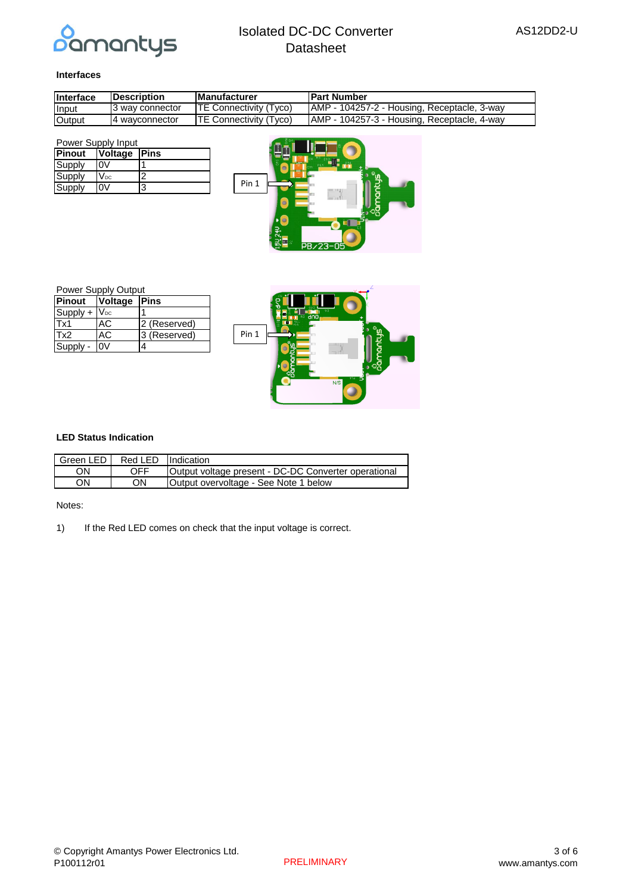### Interfaces

| Interface | Description | Manufacturer | Part Number |
|---|---|---|---|
| Input | 3 way connector | TE Connectivity (Tyco) | AMP - 104257-2 - Housing, Receptacle, 3-way |
| Output | 4 wayconnector | TE Connectivity (Tyco) | AMP - 104257-3 - Housing, Receptacle, 4-way |

Power Supply Input

| Pinout | Voltage | Pins |
|---|---|---|
| Supply | 0V | 1 |
| Supply | $V_{DC}$ | 2 |
| Supply | 0V | 3 |

Pin 1

Power Supply Output

| Pinout | Voltage | Pins |
|---|---|---|
| Supply + | $V_{DC}$ | 1 |
| Tx1 | AC | 2 (Reserved) |
| Tx2 | AC | 3 (Reserved) |
| Supply - | 0V | 4 |

Pin 1

### LED Status Indication

| Green LED | Red LED | Indication |
|---|---|---|
| ON | OFF | Output voltage present - DC-DC Converter operational |
| ON | ON | Output overvoltage - See Note 1 below |

Notes:

1) If the Red LED comes on check that the input voltage is correct.

© Copyright Amantys Power Electronics Ltd.
P100112r01

PRELIMINARY

www.amantys.com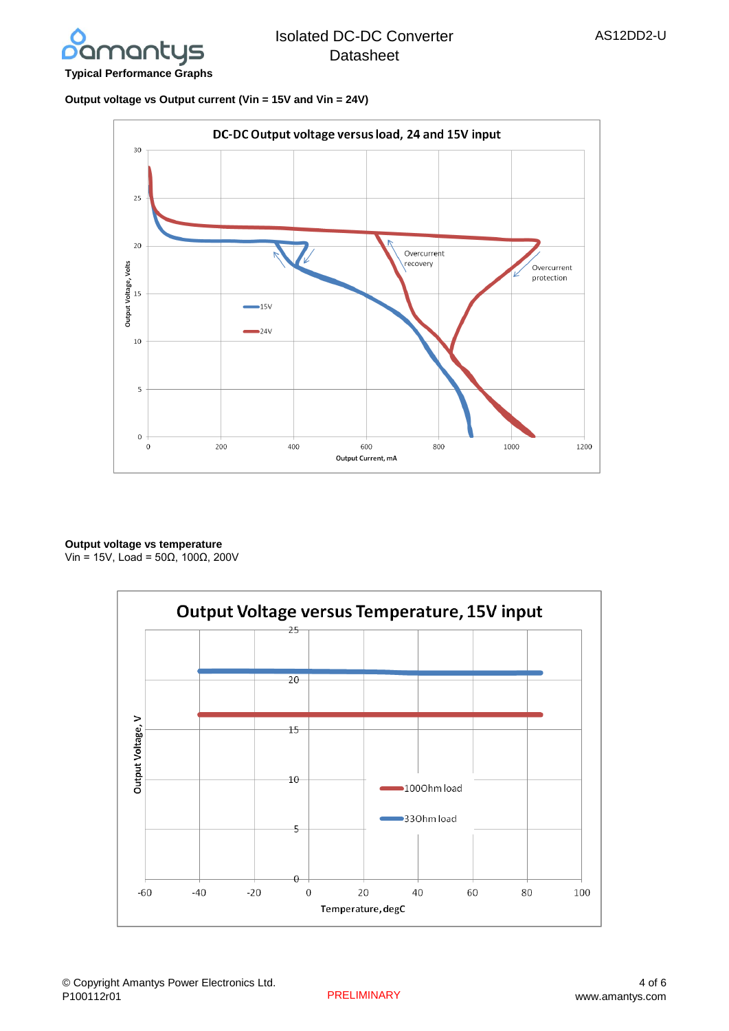## Typical Performance Graphs

**Output voltage vs Output current (Vin = 15V and Vin = 24V)**

**Output voltage vs temperature**
Vin = 15V, Load = 50Ω, 100Ω, 200V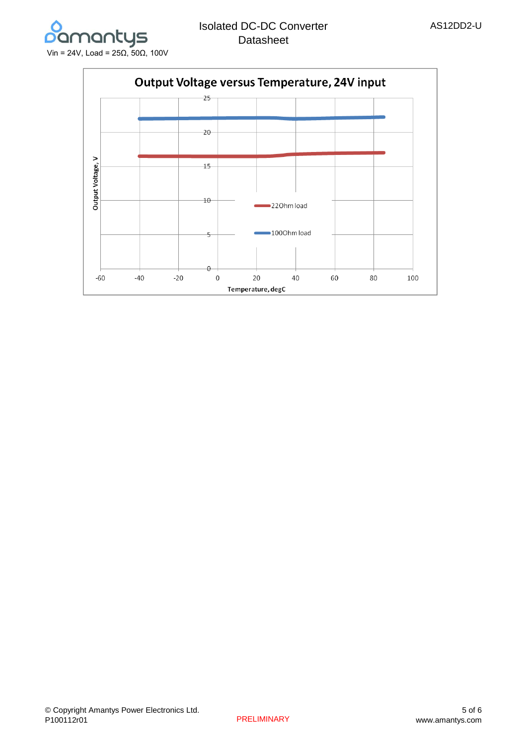Vin = 24V, Load = 25Ω, 50Ω, 100V

**Output Voltage versus Temperature, 24V input**

Output Voltage, V

25
20
15
10
5
0

-60 -40 -20 0 20 40 60 80 100

Temperature, degC

22Ohm load

100Ohm load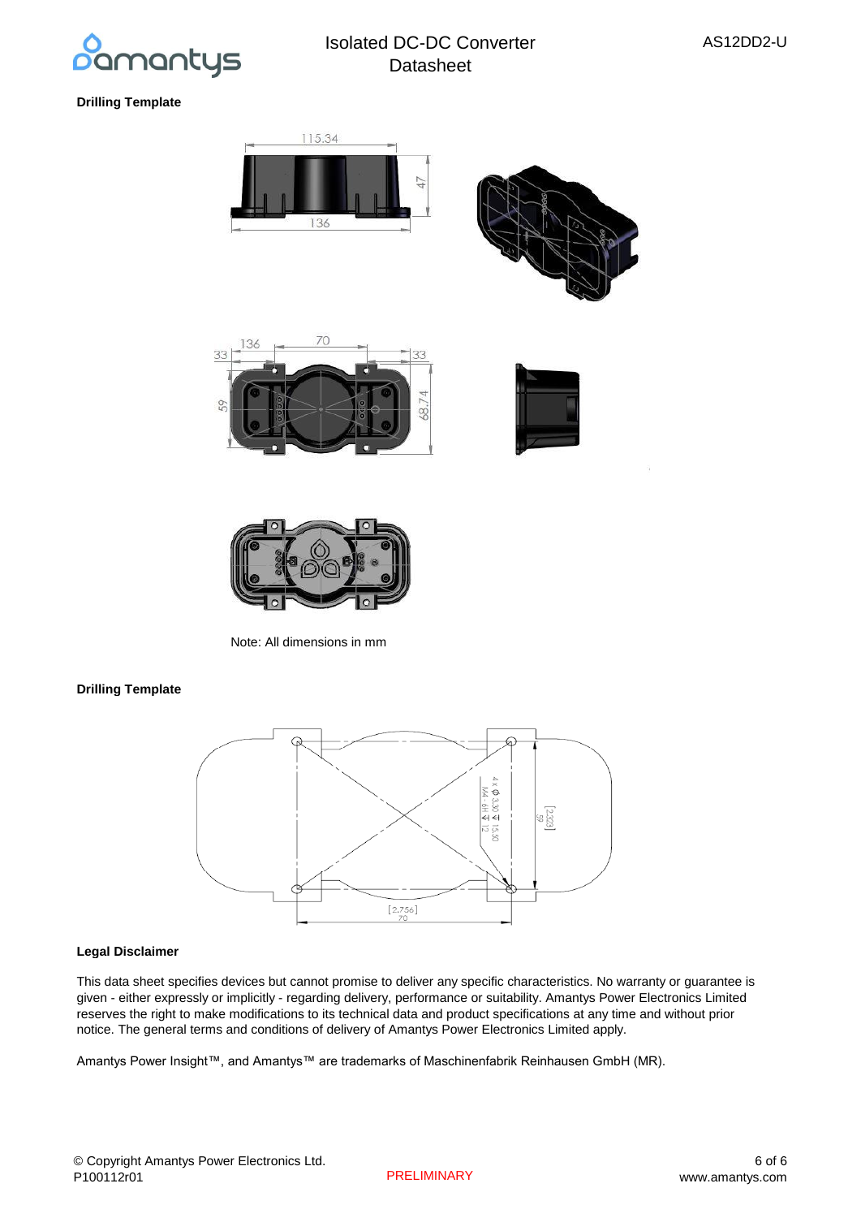**Drilling Template**

115.34

47

136

136

70

33

33

59

68.74

Note: All dimensions in mm

**Drilling Template**

4 x ⌀ 3.30 ↧ 15.50
M4 - 6H ↧ 12

[2.323]
59

[2.756]
70

**Legal Disclaimer**

This data sheet specifies devices but cannot promise to deliver any specific characteristics. No warranty or guarantee is given - either expressly or implicitly - regarding delivery, performance or suitability. Amantys Power Electronics Limited reserves the right to make modifications to its technical data and product specifications at any time and without prior notice. The general terms and conditions of delivery of Amantys Power Electronics Limited apply.

Amantys Power Insight™, and Amantys™ are trademarks of Maschinenfabrik Reinhausen GmbH (MR).